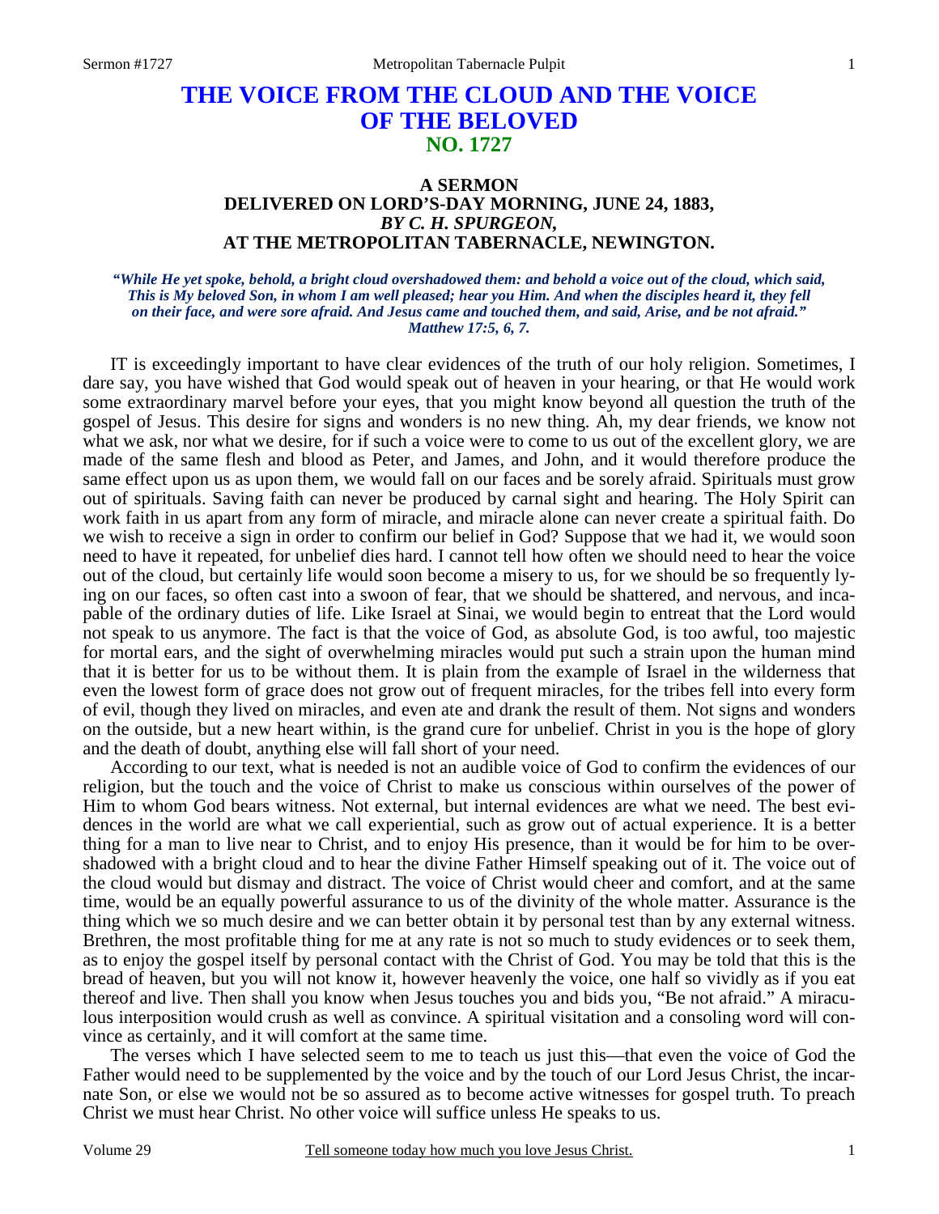# THE VOICE FROM THE CLOUD AND THE VOICE OF THE BELOVED
## NO. 1727

### A SERMON
### DELIVERED ON LORD'S-DAY MORNING, JUNE 24, 1883,
### *BY C. H. SPURGEON,*
### AT THE METROPOLITAN TABERNACLE, NEWINGTON.

***"While He yet spoke, behold, a bright cloud overshadowed them: and behold a voice out of the cloud, which said, This is My beloved Son, in whom I am well pleased; hear you Him. And when the disciples heard it, they fell on their face, and were sore afraid. And Jesus came and touched them, and said, Arise, and be not afraid." Matthew 17:5, 6, 7.***

IT is exceedingly important to have clear evidences of the truth of our holy religion. Sometimes, I dare say, you have wished that God would speak out of heaven in your hearing, or that He would work some extraordinary marvel before your eyes, that you might know beyond all question the truth of the gospel of Jesus. This desire for signs and wonders is no new thing. Ah, my dear friends, we know not what we ask, nor what we desire, for if such a voice were to come to us out of the excellent glory, we are made of the same flesh and blood as Peter, and James, and John, and it would therefore produce the same effect upon us as upon them, we would fall on our faces and be sorely afraid. Spirituals must grow out of spirituals. Saving faith can never be produced by carnal sight and hearing. The Holy Spirit can work faith in us apart from any form of miracle, and miracle alone can never create a spiritual faith. Do we wish to receive a sign in order to confirm our belief in God? Suppose that we had it, we would soon need to have it repeated, for unbelief dies hard. I cannot tell how often we should need to hear the voice out of the cloud, but certainly life would soon become a misery to us, for we should be so frequently lying on our faces, so often cast into a swoon of fear, that we should be shattered, and nervous, and incapable of the ordinary duties of life. Like Israel at Sinai, we would begin to entreat that the Lord would not speak to us anymore. The fact is that the voice of God, as absolute God, is too awful, too majestic for mortal ears, and the sight of overwhelming miracles would put such a strain upon the human mind that it is better for us to be without them. It is plain from the example of Israel in the wilderness that even the lowest form of grace does not grow out of frequent miracles, for the tribes fell into every form of evil, though they lived on miracles, and even ate and drank the result of them. Not signs and wonders on the outside, but a new heart within, is the grand cure for unbelief. Christ in you is the hope of glory and the death of doubt, anything else will fall short of your need.

According to our text, what is needed is not an audible voice of God to confirm the evidences of our religion, but the touch and the voice of Christ to make us conscious within ourselves of the power of Him to whom God bears witness. Not external, but internal evidences are what we need. The best evidences in the world are what we call experiential, such as grow out of actual experience. It is a better thing for a man to live near to Christ, and to enjoy His presence, than it would be for him to be overshadowed with a bright cloud and to hear the divine Father Himself speaking out of it. The voice out of the cloud would but dismay and distract. The voice of Christ would cheer and comfort, and at the same time, would be an equally powerful assurance to us of the divinity of the whole matter. Assurance is the thing which we so much desire and we can better obtain it by personal test than by any external witness. Brethren, the most profitable thing for me at any rate is not so much to study evidences or to seek them, as to enjoy the gospel itself by personal contact with the Christ of God. You may be told that this is the bread of heaven, but you will not know it, however heavenly the voice, one half so vividly as if you eat thereof and live. Then shall you know when Jesus touches you and bids you, "Be not afraid." A miraculous interposition would crush as well as convince. A spiritual visitation and a consoling word will convince as certainly, and it will comfort at the same time.

The verses which I have selected seem to me to teach us just this—that even the voice of God the Father would need to be supplemented by the voice and by the touch of our Lord Jesus Christ, the incarnate Son, or else we would not be so assured as to become active witnesses for gospel truth. To preach Christ we must hear Christ. No other voice will suffice unless He speaks to us.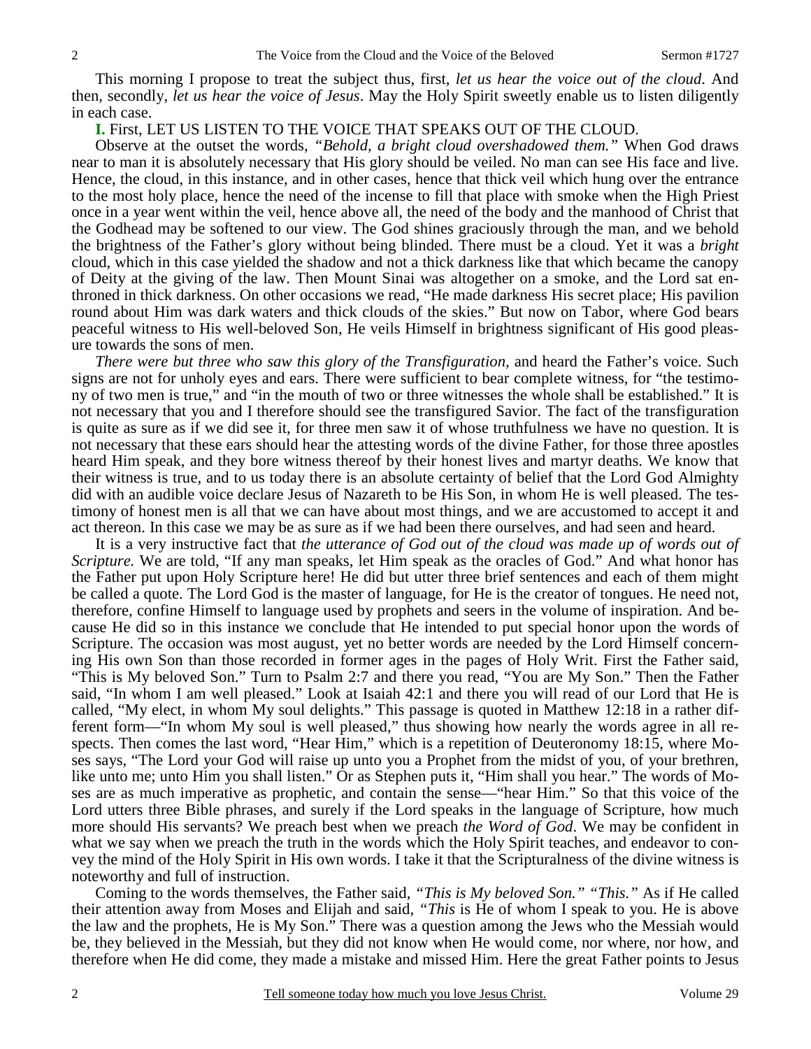This morning I propose to treat the subject thus, first, *let us hear the voice out of the cloud*. And then, secondly, *let us hear the voice of Jesus*. May the Holy Spirit sweetly enable us to listen diligently in each case.

**I.** First, LET US LISTEN TO THE VOICE THAT SPEAKS OUT OF THE CLOUD.

Observe at the outset the words, *"Behold, a bright cloud overshadowed them."* When God draws near to man it is absolutely necessary that His glory should be veiled. No man can see His face and live. Hence, the cloud, in this instance, and in other cases, hence that thick veil which hung over the entrance to the most holy place, hence the need of the incense to fill that place with smoke when the High Priest once in a year went within the veil, hence above all, the need of the body and the manhood of Christ that the Godhead may be softened to our view. The God shines graciously through the man, and we behold the brightness of the Father's glory without being blinded. There must be a cloud. Yet it was a *bright* cloud, which in this case yielded the shadow and not a thick darkness like that which became the canopy of Deity at the giving of the law. Then Mount Sinai was altogether on a smoke, and the Lord sat enthroned in thick darkness. On other occasions we read, "He made darkness His secret place; His pavilion round about Him was dark waters and thick clouds of the skies." But now on Tabor, where God bears peaceful witness to His well-beloved Son, He veils Himself in brightness significant of His good pleasure towards the sons of men.

*There were but three who saw this glory of the Transfiguration,* and heard the Father's voice. Such signs are not for unholy eyes and ears. There were sufficient to bear complete witness, for "the testimony of two men is true," and "in the mouth of two or three witnesses the whole shall be established." It is not necessary that you and I therefore should see the transfigured Savior. The fact of the transfiguration is quite as sure as if we did see it, for three men saw it of whose truthfulness we have no question. It is not necessary that these ears should hear the attesting words of the divine Father, for those three apostles heard Him speak, and they bore witness thereof by their honest lives and martyr deaths. We know that their witness is true, and to us today there is an absolute certainty of belief that the Lord God Almighty did with an audible voice declare Jesus of Nazareth to be His Son, in whom He is well pleased. The testimony of honest men is all that we can have about most things, and we are accustomed to accept it and act thereon. In this case we may be as sure as if we had been there ourselves, and had seen and heard.

It is a very instructive fact that *the utterance of God out of the cloud was made up of words out of Scripture.* We are told, "If any man speaks, let Him speak as the oracles of God." And what honor has the Father put upon Holy Scripture here! He did but utter three brief sentences and each of them might be called a quote. The Lord God is the master of language, for He is the creator of tongues. He need not, therefore, confine Himself to language used by prophets and seers in the volume of inspiration. And because He did so in this instance we conclude that He intended to put special honor upon the words of Scripture. The occasion was most august, yet no better words are needed by the Lord Himself concerning His own Son than those recorded in former ages in the pages of Holy Writ. First the Father said, "This is My beloved Son." Turn to Psalm 2:7 and there you read, "You are My Son." Then the Father said, "In whom I am well pleased." Look at Isaiah 42:1 and there you will read of our Lord that He is called, "My elect, in whom My soul delights." This passage is quoted in Matthew 12:18 in a rather different form—"In whom My soul is well pleased," thus showing how nearly the words agree in all respects. Then comes the last word, "Hear Him," which is a repetition of Deuteronomy 18:15, where Moses says, "The Lord your God will raise up unto you a Prophet from the midst of you, of your brethren, like unto me; unto Him you shall listen." Or as Stephen puts it, "Him shall you hear." The words of Moses are as much imperative as prophetic, and contain the sense—"hear Him." So that this voice of the Lord utters three Bible phrases, and surely if the Lord speaks in the language of Scripture, how much more should His servants? We preach best when we preach *the Word of God*. We may be confident in what we say when we preach the truth in the words which the Holy Spirit teaches, and endeavor to convey the mind of the Holy Spirit in His own words. I take it that the Scripturalness of the divine witness is noteworthy and full of instruction.

Coming to the words themselves, the Father said, *"This is My beloved Son." "This."* As if He called their attention away from Moses and Elijah and said, *"This* is He of whom I speak to you. He is above the law and the prophets, He is My Son." There was a question among the Jews who the Messiah would be, they believed in the Messiah, but they did not know when He would come, nor where, nor how, and therefore when He did come, they made a mistake and missed Him. Here the great Father points to Jesus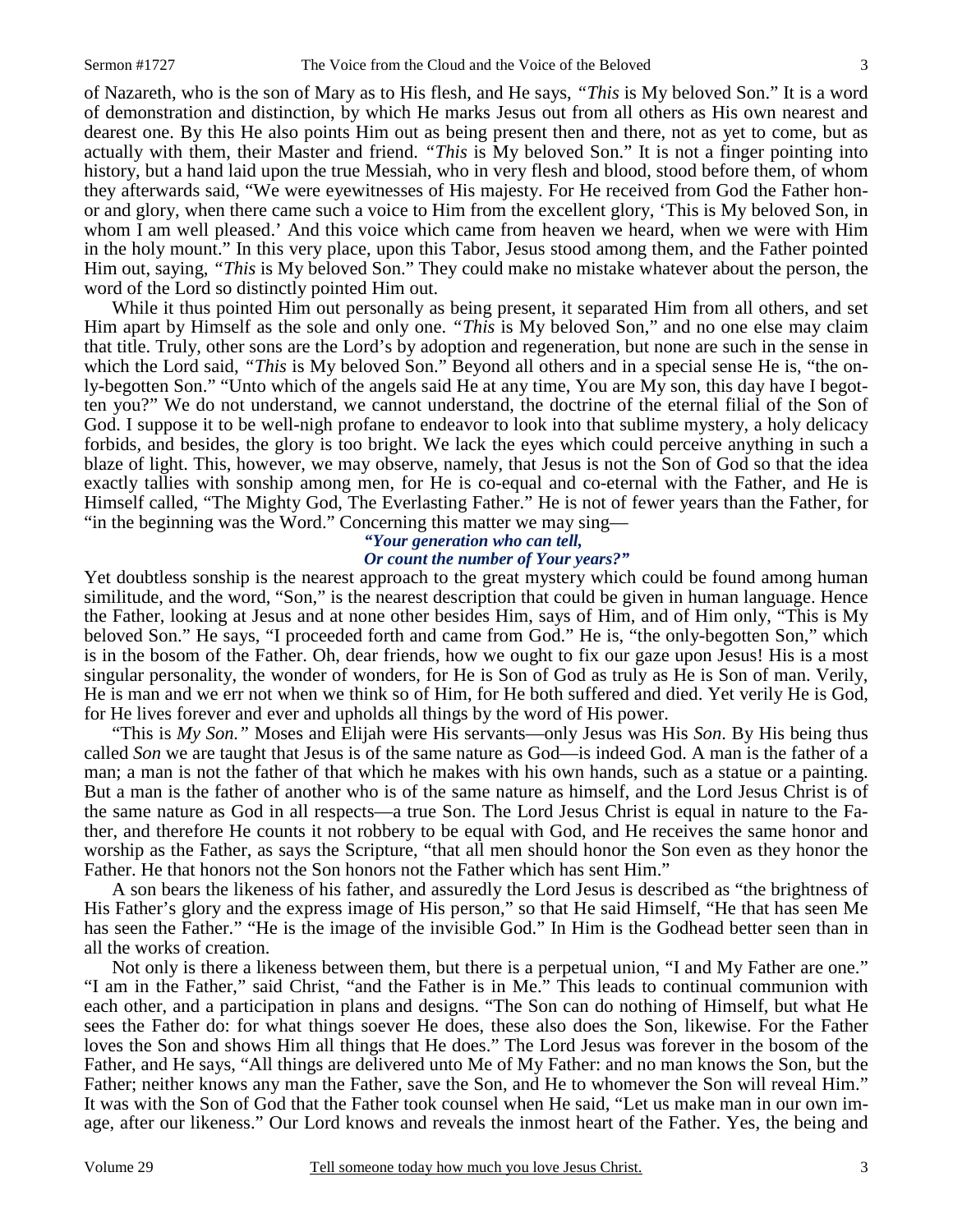of Nazareth, who is the son of Mary as to His flesh, and He says, *"This* is My beloved Son." It is a word of demonstration and distinction, by which He marks Jesus out from all others as His own nearest and dearest one. By this He also points Him out as being present then and there, not as yet to come, but as actually with them, their Master and friend. *"This* is My beloved Son." It is not a finger pointing into history, but a hand laid upon the true Messiah, who in very flesh and blood, stood before them, of whom they afterwards said, "We were eyewitnesses of His majesty. For He received from God the Father honor and glory, when there came such a voice to Him from the excellent glory, 'This is My beloved Son, in whom I am well pleased.' And this voice which came from heaven we heard, when we were with Him in the holy mount." In this very place, upon this Tabor, Jesus stood among them, and the Father pointed Him out, saying, *"This* is My beloved Son." They could make no mistake whatever about the person, the word of the Lord so distinctly pointed Him out.

While it thus pointed Him out personally as being present, it separated Him from all others, and set Him apart by Himself as the sole and only one. *"This* is My beloved Son," and no one else may claim that title. Truly, other sons are the Lord's by adoption and regeneration, but none are such in the sense in which the Lord said, *"This* is My beloved Son." Beyond all others and in a special sense He is, "the only-begotten Son." "Unto which of the angels said He at any time, You are My son, this day have I begotten you?" We do not understand, we cannot understand, the doctrine of the eternal filial of the Son of God. I suppose it to be well-nigh profane to endeavor to look into that sublime mystery, a holy delicacy forbids, and besides, the glory is too bright. We lack the eyes which could perceive anything in such a blaze of light. This, however, we may observe, namely, that Jesus is not the Son of God so that the idea exactly tallies with sonship among men, for He is co-equal and co-eternal with the Father, and He is Himself called, "The Mighty God, The Everlasting Father." He is not of fewer years than the Father, for "in the beginning was the Word." Concerning this matter we may sing—

***"Your generation who can tell,***
***Or count the number of Your years?"***

Yet doubtless sonship is the nearest approach to the great mystery which could be found among human similitude, and the word, "Son," is the nearest description that could be given in human language. Hence the Father, looking at Jesus and at none other besides Him, says of Him, and of Him only, "This is My beloved Son." He says, "I proceeded forth and came from God." He is, "the only-begotten Son," which is in the bosom of the Father. Oh, dear friends, how we ought to fix our gaze upon Jesus! His is a most singular personality, the wonder of wonders, for He is Son of God as truly as He is Son of man. Verily, He is man and we err not when we think so of Him, for He both suffered and died. Yet verily He is God, for He lives forever and ever and upholds all things by the word of His power.

"This is *My Son."* Moses and Elijah were His servants—only Jesus was His *Son*. By His being thus called *Son* we are taught that Jesus is of the same nature as God—is indeed God. A man is the father of a man; a man is not the father of that which he makes with his own hands, such as a statue or a painting. But a man is the father of another who is of the same nature as himself, and the Lord Jesus Christ is of the same nature as God in all respects—a true Son. The Lord Jesus Christ is equal in nature to the Father, and therefore He counts it not robbery to be equal with God, and He receives the same honor and worship as the Father, as says the Scripture, "that all men should honor the Son even as they honor the Father. He that honors not the Son honors not the Father which has sent Him."

A son bears the likeness of his father, and assuredly the Lord Jesus is described as "the brightness of His Father's glory and the express image of His person," so that He said Himself, "He that has seen Me has seen the Father." "He is the image of the invisible God." In Him is the Godhead better seen than in all the works of creation.

Not only is there a likeness between them, but there is a perpetual union, "I and My Father are one." "I am in the Father," said Christ, "and the Father is in Me." This leads to continual communion with each other, and a participation in plans and designs. "The Son can do nothing of Himself, but what He sees the Father do: for what things soever He does, these also does the Son, likewise. For the Father loves the Son and shows Him all things that He does." The Lord Jesus was forever in the bosom of the Father, and He says, "All things are delivered unto Me of My Father: and no man knows the Son, but the Father; neither knows any man the Father, save the Son, and He to whomever the Son will reveal Him." It was with the Son of God that the Father took counsel when He said, "Let us make man in our own image, after our likeness." Our Lord knows and reveals the inmost heart of the Father. Yes, the being and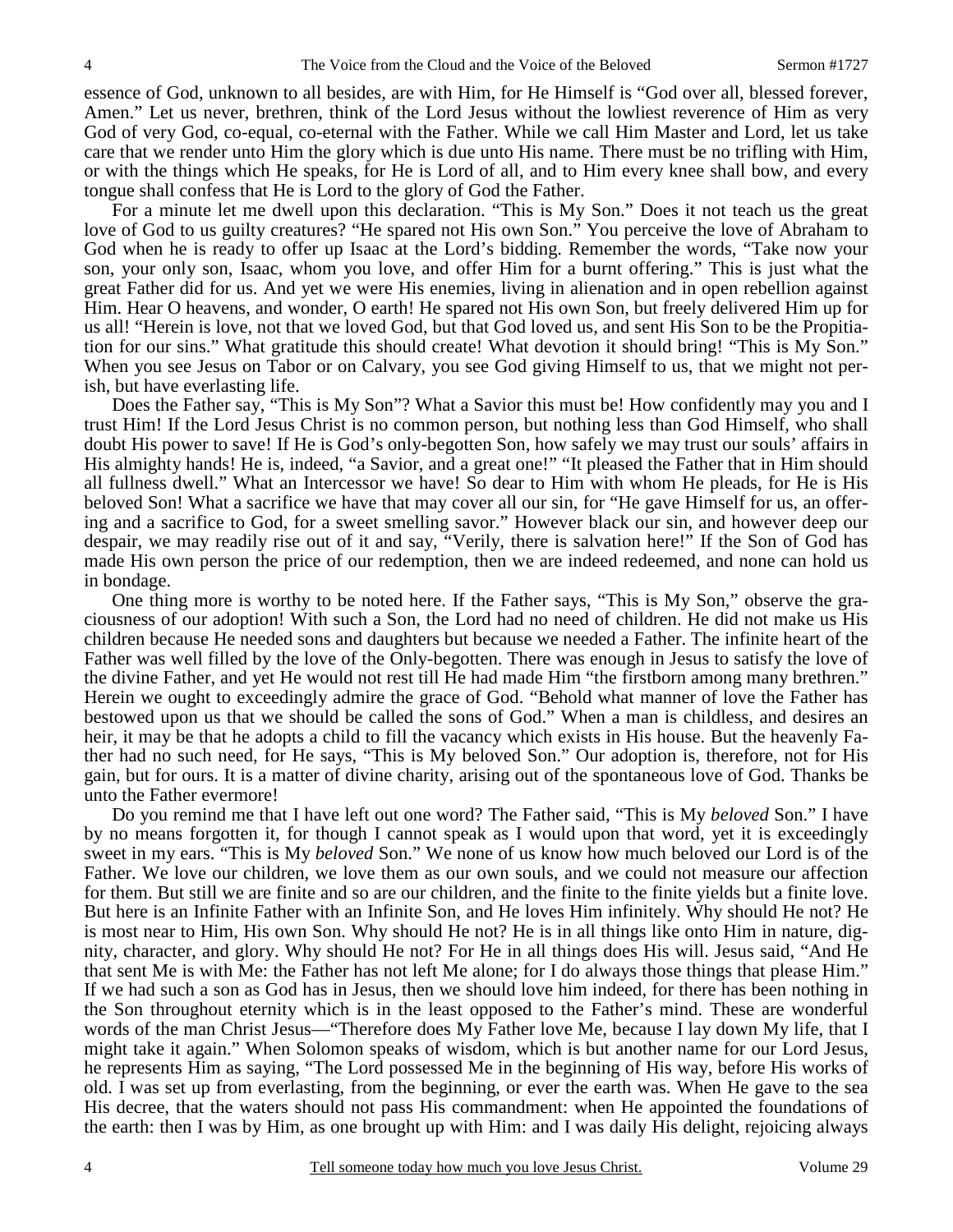essence of God, unknown to all besides, are with Him, for He Himself is "God over all, blessed forever, Amen." Let us never, brethren, think of the Lord Jesus without the lowliest reverence of Him as very God of very God, co-equal, co-eternal with the Father. While we call Him Master and Lord, let us take care that we render unto Him the glory which is due unto His name. There must be no trifling with Him, or with the things which He speaks, for He is Lord of all, and to Him every knee shall bow, and every tongue shall confess that He is Lord to the glory of God the Father.

For a minute let me dwell upon this declaration. "This is My Son." Does it not teach us the great love of God to us guilty creatures? "He spared not His own Son." You perceive the love of Abraham to God when he is ready to offer up Isaac at the Lord's bidding. Remember the words, "Take now your son, your only son, Isaac, whom you love, and offer Him for a burnt offering." This is just what the great Father did for us. And yet we were His enemies, living in alienation and in open rebellion against Him. Hear O heavens, and wonder, O earth! He spared not His own Son, but freely delivered Him up for us all! "Herein is love, not that we loved God, but that God loved us, and sent His Son to be the Propitiation for our sins." What gratitude this should create! What devotion it should bring! "This is My Son." When you see Jesus on Tabor or on Calvary, you see God giving Himself to us, that we might not perish, but have everlasting life.

Does the Father say, "This is My Son"? What a Savior this must be! How confidently may you and I trust Him! If the Lord Jesus Christ is no common person, but nothing less than God Himself, who shall doubt His power to save! If He is God's only-begotten Son, how safely we may trust our souls' affairs in His almighty hands! He is, indeed, "a Savior, and a great one!" "It pleased the Father that in Him should all fullness dwell." What an Intercessor we have! So dear to Him with whom He pleads, for He is His beloved Son! What a sacrifice we have that may cover all our sin, for "He gave Himself for us, an offering and a sacrifice to God, for a sweet smelling savor." However black our sin, and however deep our despair, we may readily rise out of it and say, "Verily, there is salvation here!" If the Son of God has made His own person the price of our redemption, then we are indeed redeemed, and none can hold us in bondage.

One thing more is worthy to be noted here. If the Father says, "This is My Son," observe the graciousness of our adoption! With such a Son, the Lord had no need of children. He did not make us His children because He needed sons and daughters but because we needed a Father. The infinite heart of the Father was well filled by the love of the Only-begotten. There was enough in Jesus to satisfy the love of the divine Father, and yet He would not rest till He had made Him "the firstborn among many brethren." Herein we ought to exceedingly admire the grace of God. "Behold what manner of love the Father has bestowed upon us that we should be called the sons of God." When a man is childless, and desires an heir, it may be that he adopts a child to fill the vacancy which exists in His house. But the heavenly Father had no such need, for He says, "This is My beloved Son." Our adoption is, therefore, not for His gain, but for ours. It is a matter of divine charity, arising out of the spontaneous love of God. Thanks be unto the Father evermore!

Do you remind me that I have left out one word? The Father said, "This is My *beloved* Son." I have by no means forgotten it, for though I cannot speak as I would upon that word, yet it is exceedingly sweet in my ears. "This is My *beloved* Son." We none of us know how much beloved our Lord is of the Father. We love our children, we love them as our own souls, and we could not measure our affection for them. But still we are finite and so are our children, and the finite to the finite yields but a finite love. But here is an Infinite Father with an Infinite Son, and He loves Him infinitely. Why should He not? He is most near to Him, His own Son. Why should He not? He is in all things like onto Him in nature, dignity, character, and glory. Why should He not? For He in all things does His will. Jesus said, "And He that sent Me is with Me: the Father has not left Me alone; for I do always those things that please Him." If we had such a son as God has in Jesus, then we should love him indeed, for there has been nothing in the Son throughout eternity which is in the least opposed to the Father's mind. These are wonderful words of the man Christ Jesus—"Therefore does My Father love Me, because I lay down My life, that I might take it again." When Solomon speaks of wisdom, which is but another name for our Lord Jesus, he represents Him as saying, "The Lord possessed Me in the beginning of His way, before His works of old. I was set up from everlasting, from the beginning, or ever the earth was. When He gave to the sea His decree, that the waters should not pass His commandment: when He appointed the foundations of the earth: then I was by Him, as one brought up with Him: and I was daily His delight, rejoicing always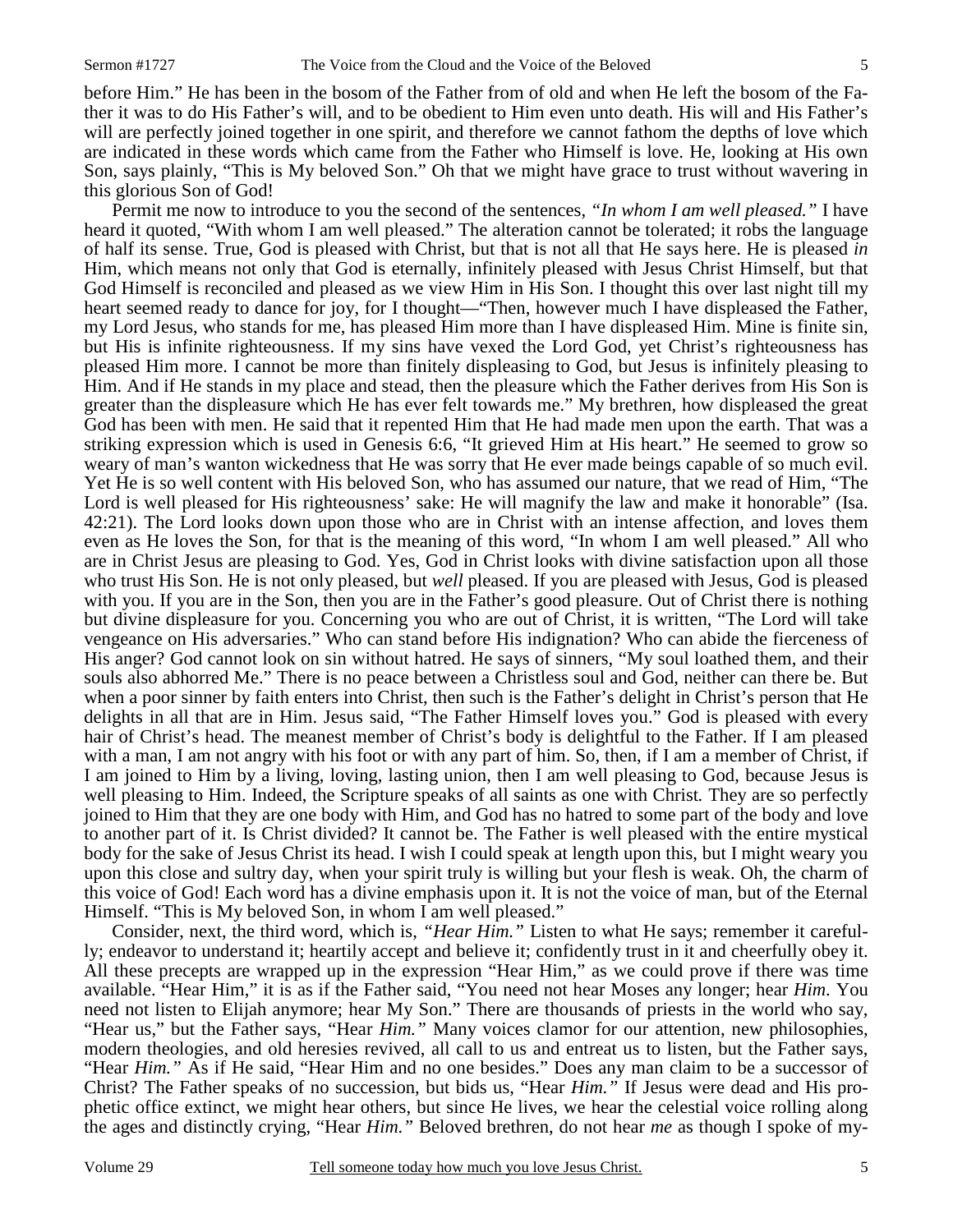before Him." He has been in the bosom of the Father from of old and when He left the bosom of the Father it was to do His Father's will, and to be obedient to Him even unto death. His will and His Father's will are perfectly joined together in one spirit, and therefore we cannot fathom the depths of love which are indicated in these words which came from the Father who Himself is love. He, looking at His own Son, says plainly, "This is My beloved Son." Oh that we might have grace to trust without wavering in this glorious Son of God!

Permit me now to introduce to you the second of the sentences, *"In whom I am well pleased."* I have heard it quoted, "With whom I am well pleased." The alteration cannot be tolerated; it robs the language of half its sense. True, God is pleased with Christ, but that is not all that He says here. He is pleased *in* Him, which means not only that God is eternally, infinitely pleased with Jesus Christ Himself, but that God Himself is reconciled and pleased as we view Him in His Son. I thought this over last night till my heart seemed ready to dance for joy, for I thought—"Then, however much I have displeased the Father, my Lord Jesus, who stands for me, has pleased Him more than I have displeased Him. Mine is finite sin, but His is infinite righteousness. If my sins have vexed the Lord God, yet Christ's righteousness has pleased Him more. I cannot be more than finitely displeasing to God, but Jesus is infinitely pleasing to Him. And if He stands in my place and stead, then the pleasure which the Father derives from His Son is greater than the displeasure which He has ever felt towards me." My brethren, how displeased the great God has been with men. He said that it repented Him that He had made men upon the earth. That was a striking expression which is used in Genesis 6:6, "It grieved Him at His heart." He seemed to grow so weary of man's wanton wickedness that He was sorry that He ever made beings capable of so much evil. Yet He is so well content with His beloved Son, who has assumed our nature, that we read of Him, "The Lord is well pleased for His righteousness' sake: He will magnify the law and make it honorable" (Isa. 42:21). The Lord looks down upon those who are in Christ with an intense affection, and loves them even as He loves the Son, for that is the meaning of this word, "In whom I am well pleased." All who are in Christ Jesus are pleasing to God. Yes, God in Christ looks with divine satisfaction upon all those who trust His Son. He is not only pleased, but *well* pleased. If you are pleased with Jesus, God is pleased with you. If you are in the Son, then you are in the Father's good pleasure. Out of Christ there is nothing but divine displeasure for you. Concerning you who are out of Christ, it is written, "The Lord will take vengeance on His adversaries." Who can stand before His indignation? Who can abide the fierceness of His anger? God cannot look on sin without hatred. He says of sinners, "My soul loathed them, and their souls also abhorred Me." There is no peace between a Christless soul and God, neither can there be. But when a poor sinner by faith enters into Christ, then such is the Father's delight in Christ's person that He delights in all that are in Him. Jesus said, "The Father Himself loves you." God is pleased with every hair of Christ's head. The meanest member of Christ's body is delightful to the Father. If I am pleased with a man, I am not angry with his foot or with any part of him. So, then, if I am a member of Christ, if I am joined to Him by a living, loving, lasting union, then I am well pleasing to God, because Jesus is well pleasing to Him. Indeed, the Scripture speaks of all saints as one with Christ. They are so perfectly joined to Him that they are one body with Him, and God has no hatred to some part of the body and love to another part of it. Is Christ divided? It cannot be. The Father is well pleased with the entire mystical body for the sake of Jesus Christ its head. I wish I could speak at length upon this, but I might weary you upon this close and sultry day, when your spirit truly is willing but your flesh is weak. Oh, the charm of this voice of God! Each word has a divine emphasis upon it. It is not the voice of man, but of the Eternal Himself. "This is My beloved Son, in whom I am well pleased."

Consider, next, the third word, which is, *"Hear Him."* Listen to what He says; remember it carefully; endeavor to understand it; heartily accept and believe it; confidently trust in it and cheerfully obey it. All these precepts are wrapped up in the expression "Hear Him," as we could prove if there was time available. "Hear Him," it is as if the Father said, "You need not hear Moses any longer; hear *Him*. You need not listen to Elijah anymore; hear My Son." There are thousands of priests in the world who say, "Hear us," but the Father says, "Hear *Him."* Many voices clamor for our attention, new philosophies, modern theologies, and old heresies revived, all call to us and entreat us to listen, but the Father says, "Hear *Him."* As if He said, "Hear Him and no one besides." Does any man claim to be a successor of Christ? The Father speaks of no succession, but bids us, "Hear *Him."* If Jesus were dead and His prophetic office extinct, we might hear others, but since He lives, we hear the celestial voice rolling along the ages and distinctly crying, "Hear *Him."* Beloved brethren, do not hear *me* as though I spoke of my-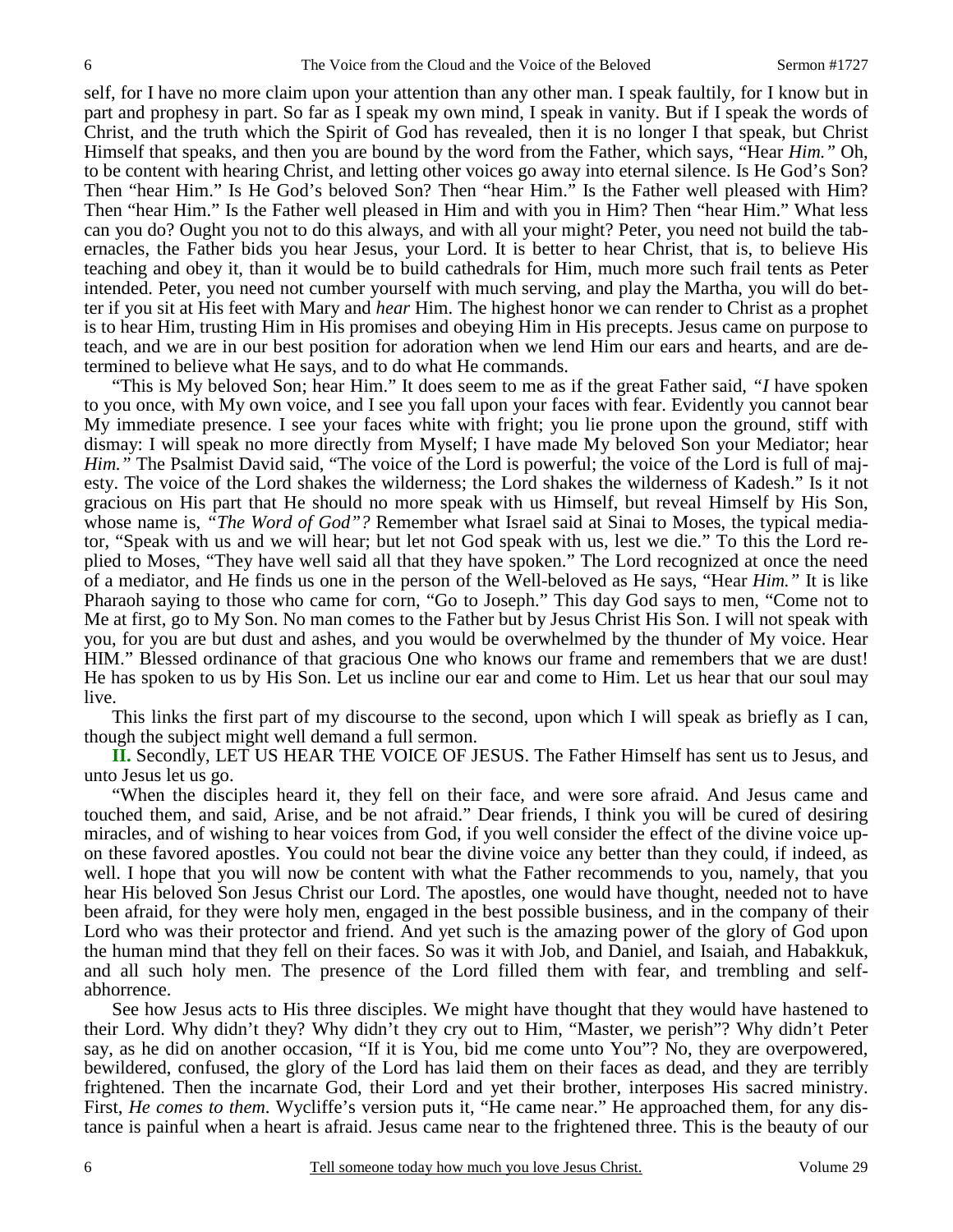self, for I have no more claim upon your attention than any other man. I speak faultily, for I know but in part and prophesy in part. So far as I speak my own mind, I speak in vanity. But if I speak the words of Christ, and the truth which the Spirit of God has revealed, then it is no longer I that speak, but Christ Himself that speaks, and then you are bound by the word from the Father, which says, "Hear *Him."* Oh, to be content with hearing Christ, and letting other voices go away into eternal silence. Is He God's Son? Then "hear Him." Is He God's beloved Son? Then "hear Him." Is the Father well pleased with Him? Then "hear Him." Is the Father well pleased in Him and with you in Him? Then "hear Him." What less can you do? Ought you not to do this always, and with all your might? Peter, you need not build the tabernacles, the Father bids you hear Jesus, your Lord. It is better to hear Christ, that is, to believe His teaching and obey it, than it would be to build cathedrals for Him, much more such frail tents as Peter intended. Peter, you need not cumber yourself with much serving, and play the Martha, you will do better if you sit at His feet with Mary and *hear* Him. The highest honor we can render to Christ as a prophet is to hear Him, trusting Him in His promises and obeying Him in His precepts. Jesus came on purpose to teach, and we are in our best position for adoration when we lend Him our ears and hearts, and are determined to believe what He says, and to do what He commands.

"This is My beloved Son; hear Him." It does seem to me as if the great Father said, *"I* have spoken to you once, with My own voice, and I see you fall upon your faces with fear. Evidently you cannot bear My immediate presence. I see your faces white with fright; you lie prone upon the ground, stiff with dismay: I will speak no more directly from Myself; I have made My beloved Son your Mediator; hear *Him."* The Psalmist David said, "The voice of the Lord is powerful; the voice of the Lord is full of majesty. The voice of the Lord shakes the wilderness; the Lord shakes the wilderness of Kadesh." Is it not gracious on His part that He should no more speak with us Himself, but reveal Himself by His Son, whose name is, *"The Word of God"?* Remember what Israel said at Sinai to Moses, the typical mediator, "Speak with us and we will hear; but let not God speak with us, lest we die." To this the Lord replied to Moses, "They have well said all that they have spoken." The Lord recognized at once the need of a mediator, and He finds us one in the person of the Well-beloved as He says, "Hear *Him."* It is like Pharaoh saying to those who came for corn, "Go to Joseph." This day God says to men, "Come not to Me at first, go to My Son. No man comes to the Father but by Jesus Christ His Son. I will not speak with you, for you are but dust and ashes, and you would be overwhelmed by the thunder of My voice. Hear HIM." Blessed ordinance of that gracious One who knows our frame and remembers that we are dust! He has spoken to us by His Son. Let us incline our ear and come to Him. Let us hear that our soul may live.

This links the first part of my discourse to the second, upon which I will speak as briefly as I can, though the subject might well demand a full sermon.

**II.** Secondly, LET US HEAR THE VOICE OF JESUS. The Father Himself has sent us to Jesus, and unto Jesus let us go.

"When the disciples heard it, they fell on their face, and were sore afraid. And Jesus came and touched them, and said, Arise, and be not afraid." Dear friends, I think you will be cured of desiring miracles, and of wishing to hear voices from God, if you well consider the effect of the divine voice upon these favored apostles. You could not bear the divine voice any better than they could, if indeed, as well. I hope that you will now be content with what the Father recommends to you, namely, that you hear His beloved Son Jesus Christ our Lord. The apostles, one would have thought, needed not to have been afraid, for they were holy men, engaged in the best possible business, and in the company of their Lord who was their protector and friend. And yet such is the amazing power of the glory of God upon the human mind that they fell on their faces. So was it with Job, and Daniel, and Isaiah, and Habakkuk, and all such holy men. The presence of the Lord filled them with fear, and trembling and self-abhorrence.

See how Jesus acts to His three disciples. We might have thought that they would have hastened to their Lord. Why didn't they? Why didn't they cry out to Him, "Master, we perish"? Why didn't Peter say, as he did on another occasion, "If it is You, bid me come unto You"? No, they are overpowered, bewildered, confused, the glory of the Lord has laid them on their faces as dead, and they are terribly frightened. Then the incarnate God, their Lord and yet their brother, interposes His sacred ministry. First, *He comes to them*. Wycliffe's version puts it, "He came near." He approached them, for any distance is painful when a heart is afraid. Jesus came near to the frightened three. This is the beauty of our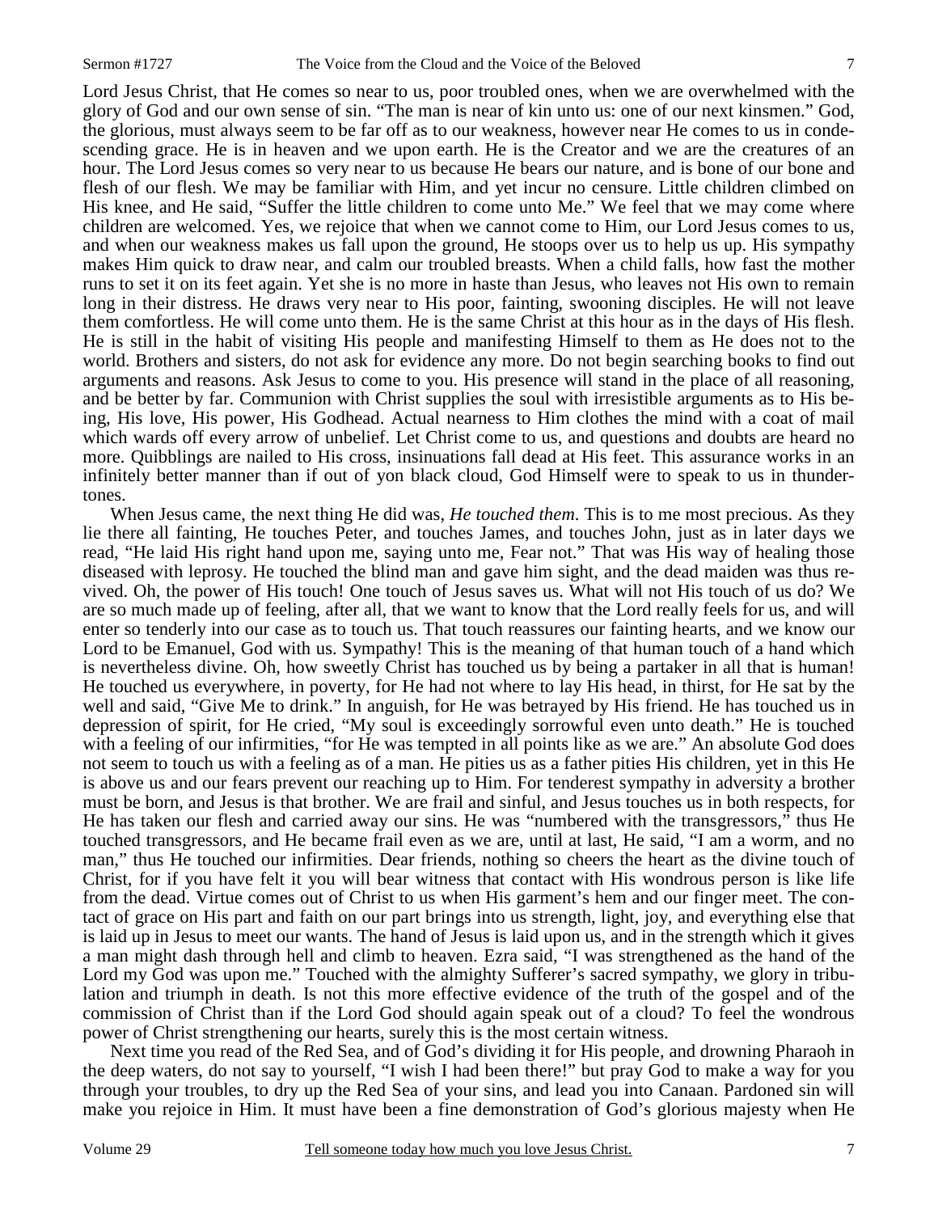Lord Jesus Christ, that He comes so near to us, poor troubled ones, when we are overwhelmed with the glory of God and our own sense of sin. "The man is near of kin unto us: one of our next kinsmen." God, the glorious, must always seem to be far off as to our weakness, however near He comes to us in condescending grace. He is in heaven and we upon earth. He is the Creator and we are the creatures of an hour. The Lord Jesus comes so very near to us because He bears our nature, and is bone of our bone and flesh of our flesh. We may be familiar with Him, and yet incur no censure. Little children climbed on His knee, and He said, "Suffer the little children to come unto Me." We feel that we may come where children are welcomed. Yes, we rejoice that when we cannot come to Him, our Lord Jesus comes to us, and when our weakness makes us fall upon the ground, He stoops over us to help us up. His sympathy makes Him quick to draw near, and calm our troubled breasts. When a child falls, how fast the mother runs to set it on its feet again. Yet she is no more in haste than Jesus, who leaves not His own to remain long in their distress. He draws very near to His poor, fainting, swooning disciples. He will not leave them comfortless. He will come unto them. He is the same Christ at this hour as in the days of His flesh. He is still in the habit of visiting His people and manifesting Himself to them as He does not to the world. Brothers and sisters, do not ask for evidence any more. Do not begin searching books to find out arguments and reasons. Ask Jesus to come to you. His presence will stand in the place of all reasoning, and be better by far. Communion with Christ supplies the soul with irresistible arguments as to His being, His love, His power, His Godhead. Actual nearness to Him clothes the mind with a coat of mail which wards off every arrow of unbelief. Let Christ come to us, and questions and doubts are heard no more. Quibblings are nailed to His cross, insinuations fall dead at His feet. This assurance works in an infinitely better manner than if out of yon black cloud, God Himself were to speak to us in thunder-tones.

When Jesus came, the next thing He did was, *He touched them*. This is to me most precious. As they lie there all fainting, He touches Peter, and touches James, and touches John, just as in later days we read, "He laid His right hand upon me, saying unto me, Fear not." That was His way of healing those diseased with leprosy. He touched the blind man and gave him sight, and the dead maiden was thus revived. Oh, the power of His touch! One touch of Jesus saves us. What will not His touch of us do? We are so much made up of feeling, after all, that we want to know that the Lord really feels for us, and will enter so tenderly into our case as to touch us. That touch reassures our fainting hearts, and we know our Lord to be Emanuel, God with us. Sympathy! This is the meaning of that human touch of a hand which is nevertheless divine. Oh, how sweetly Christ has touched us by being a partaker in all that is human! He touched us everywhere, in poverty, for He had not where to lay His head, in thirst, for He sat by the well and said, "Give Me to drink." In anguish, for He was betrayed by His friend. He has touched us in depression of spirit, for He cried, "My soul is exceedingly sorrowful even unto death." He is touched with a feeling of our infirmities, "for He was tempted in all points like as we are." An absolute God does not seem to touch us with a feeling as of a man. He pities us as a father pities His children, yet in this He is above us and our fears prevent our reaching up to Him. For tenderest sympathy in adversity a brother must be born, and Jesus is that brother. We are frail and sinful, and Jesus touches us in both respects, for He has taken our flesh and carried away our sins. He was "numbered with the transgressors," thus He touched transgressors, and He became frail even as we are, until at last, He said, "I am a worm, and no man," thus He touched our infirmities. Dear friends, nothing so cheers the heart as the divine touch of Christ, for if you have felt it you will bear witness that contact with His wondrous person is like life from the dead. Virtue comes out of Christ to us when His garment's hem and our finger meet. The contact of grace on His part and faith on our part brings into us strength, light, joy, and everything else that is laid up in Jesus to meet our wants. The hand of Jesus is laid upon us, and in the strength which it gives a man might dash through hell and climb to heaven. Ezra said, "I was strengthened as the hand of the Lord my God was upon me." Touched with the almighty Sufferer's sacred sympathy, we glory in tribulation and triumph in death. Is not this more effective evidence of the truth of the gospel and of the commission of Christ than if the Lord God should again speak out of a cloud? To feel the wondrous power of Christ strengthening our hearts, surely this is the most certain witness.

Next time you read of the Red Sea, and of God's dividing it for His people, and drowning Pharaoh in the deep waters, do not say to yourself, "I wish I had been there!" but pray God to make a way for you through your troubles, to dry up the Red Sea of your sins, and lead you into Canaan. Pardoned sin will make you rejoice in Him. It must have been a fine demonstration of God's glorious majesty when He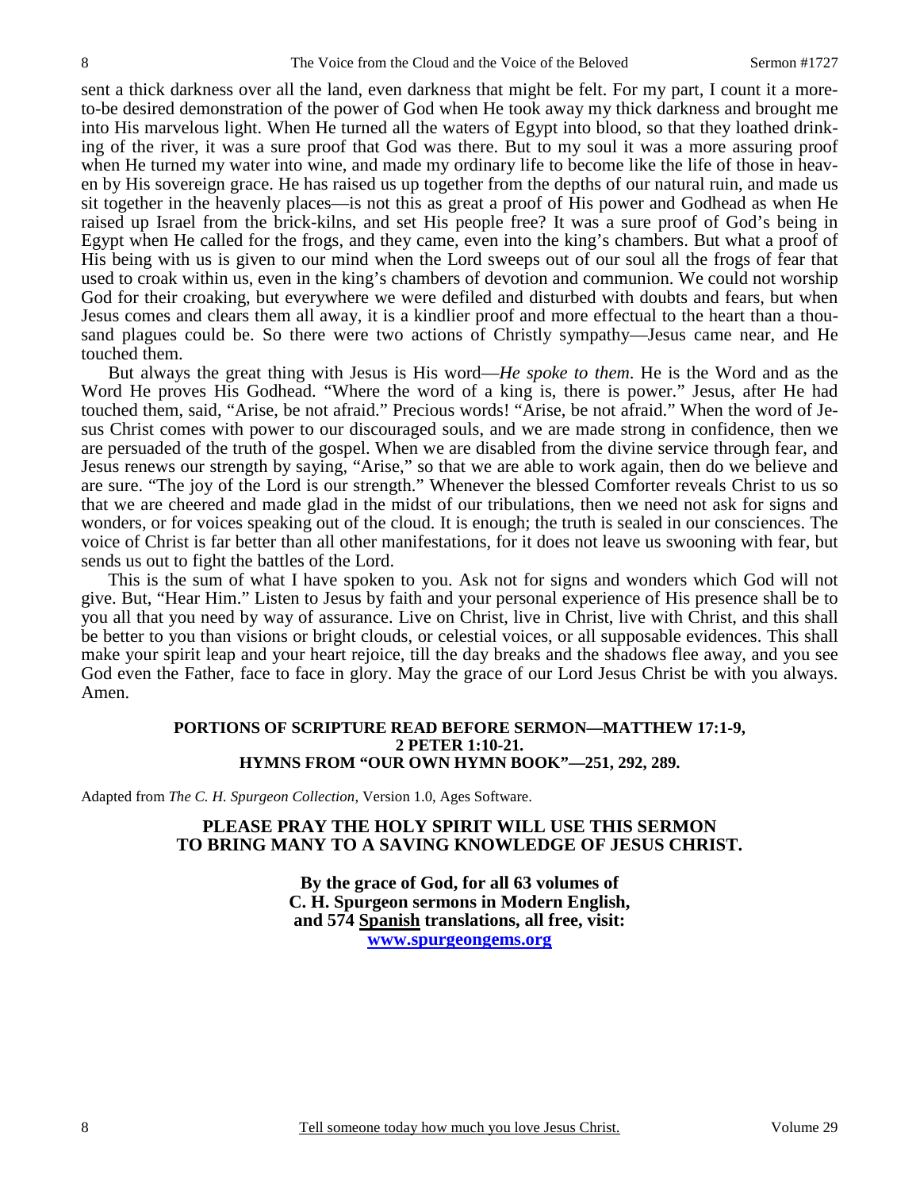sent a thick darkness over all the land, even darkness that might be felt. For my part, I count it a more-to-be desired demonstration of the power of God when He took away my thick darkness and brought me into His marvelous light. When He turned all the waters of Egypt into blood, so that they loathed drinking of the river, it was a sure proof that God was there. But to my soul it was a more assuring proof when He turned my water into wine, and made my ordinary life to become like the life of those in heaven by His sovereign grace. He has raised us up together from the depths of our natural ruin, and made us sit together in the heavenly places—is not this as great a proof of His power and Godhead as when He raised up Israel from the brick-kilns, and set His people free? It was a sure proof of God's being in Egypt when He called for the frogs, and they came, even into the king's chambers. But what a proof of His being with us is given to our mind when the Lord sweeps out of our soul all the frogs of fear that used to croak within us, even in the king's chambers of devotion and communion. We could not worship God for their croaking, but everywhere we were defiled and disturbed with doubts and fears, but when Jesus comes and clears them all away, it is a kindlier proof and more effectual to the heart than a thousand plagues could be. So there were two actions of Christly sympathy—Jesus came near, and He touched them.

But always the great thing with Jesus is His word—*He spoke to them*. He is the Word and as the Word He proves His Godhead. "Where the word of a king is, there is power." Jesus, after He had touched them, said, "Arise, be not afraid." Precious words! "Arise, be not afraid." When the word of Jesus Christ comes with power to our discouraged souls, and we are made strong in confidence, then we are persuaded of the truth of the gospel. When we are disabled from the divine service through fear, and Jesus renews our strength by saying, "Arise," so that we are able to work again, then do we believe and are sure. "The joy of the Lord is our strength." Whenever the blessed Comforter reveals Christ to us so that we are cheered and made glad in the midst of our tribulations, then we need not ask for signs and wonders, or for voices speaking out of the cloud. It is enough; the truth is sealed in our consciences. The voice of Christ is far better than all other manifestations, for it does not leave us swooning with fear, but sends us out to fight the battles of the Lord.

This is the sum of what I have spoken to you. Ask not for signs and wonders which God will not give. But, "Hear Him." Listen to Jesus by faith and your personal experience of His presence shall be to you all that you need by way of assurance. Live on Christ, live in Christ, live with Christ, and this shall be better to you than visions or bright clouds, or celestial voices, or all supposable evidences. This shall make your spirit leap and your heart rejoice, till the day breaks and the shadows flee away, and you see God even the Father, face to face in glory. May the grace of our Lord Jesus Christ be with you always. Amen.

**PORTIONS OF SCRIPTURE READ BEFORE SERMON—MATTHEW 17:1-9, 2 PETER 1:10-21.**
**HYMNS FROM "OUR OWN HYMN BOOK"—251, 292, 289.**

Adapted from *The C. H. Spurgeon Collection*, Version 1.0, Ages Software.

**PLEASE PRAY THE HOLY SPIRIT WILL USE THIS SERMON TO BRING MANY TO A SAVING KNOWLEDGE OF JESUS CHRIST.**

**By the grace of God, for all 63 volumes of C. H. Spurgeon sermons in Modern English, and 574 Spanish translations, all free, visit: www.spurgeongems.org**